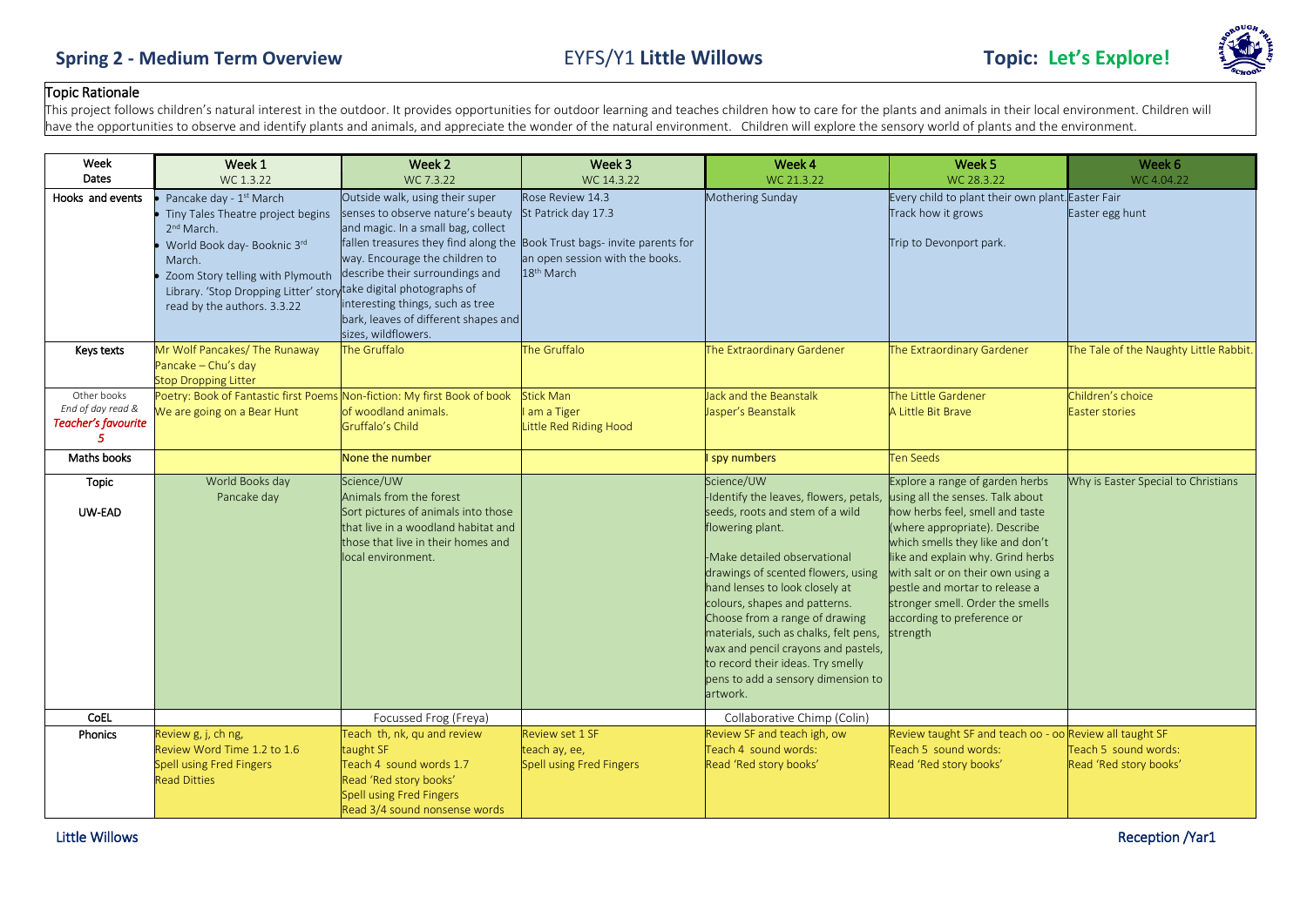# Spring 2 - Medium Term Overview

## EYFS/Y1 **Little Willows**

## Topic: Let's Explore!

### Topic Rationale

This project follows children's natural interest in the outdoor. It provides opportunities for outdoor learning and teaches children how to care for the plants and animals in their local environment. Children will have the opportunities to observe and identify plants and animals, and appreciate the wonder of the natural environment. Children will explore the sensory world of plants and the environment.

| Week Dates | Week 1 WC 1.3.22 | Week 2 WC 7.3.22 | Week 3 WC 14.3.22 | Week 4 WC 21.3.22 | Week 5 WC 28.3.22 | Week 6 WC 4.04.22 |
|---|---|---|---|---|---|---|
| Hooks and events | • Pancake day - 1st March<br>• Tiny Tales Theatre project begins 2nd March.<br>• World Book day- Booknic 3rd March.<br>• Zoom Story telling with Plymouth Library. 'Stop Dropping Litter' story read by the authors. 3.3.22 | Outside walk, using their super senses to observe nature's beauty and magic. In a small bag, collect fallen treasures they find along the way. Encourage the children to describe their surroundings and take digital photographs of interesting things, such as tree bark, leaves of different shapes and sizes, wildflowers. | Rose Review 14.3<br>St Patrick day 17.3<br>Book Trust bags- invite parents for an open session with the books. 18th March | Mothering Sunday | Every child to plant their own plant. Track how it grows<br><br>Trip to Devonport park. | Easter Fair<br>Easter egg hunt |
| Keys texts | Mr Wolf Pancakes/ The Runaway Pancake – Chu's day<br>Stop Dropping Litter | The Gruffalo | The Gruffalo | The Extraordinary Gardener | The Extraordinary Gardener | The Tale of the Naughty Little Rabbit. |
| Other books *End of day read & Teacher's favourite 5* | Poetry: Book of Fantastic first Poems<br>We are going on a Bear Hunt | Non-fiction: My first Book of book of woodland animals.<br>Gruffalo's Child | Stick Man<br>I am a Tiger<br>Little Red Riding Hood | Jack and the Beanstalk<br>Jasper's Beanstalk | The Little Gardener<br>A Little Bit Brave | Children's choice<br>Easter stories |
| Maths books | | None the number | | I spy numbers | Ten Seeds | |
| Topic<br><br>UW-EAD | World Books day<br>Pancake day | Science/UW<br>Animals from the forest<br>Sort pictures of animals into those that live in a woodland habitat and those that live in their homes and local environment. | | Science/UW<br>-Identify the leaves, flowers, petals, seeds, roots and stem of a wild flowering plant.<br><br>-Make detailed observational drawings of scented flowers, using hand lenses to look closely at colours, shapes and patterns. Choose from a range of drawing materials, such as chalks, felt pens, wax and pencil crayons and pastels, to record their ideas. Try smelly pens to add a sensory dimension to artwork. | Explore a range of garden herbs using all the senses. Talk about how herbs feel, smell and taste (where appropriate). Describe which smells they like and don't like and explain why. Grind herbs with salt or on their own using a pestle and mortar to release a stronger smell. Order the smells according to preference or strength | Why is Easter Special to Christians |
| CoEL | | Focussed Frog (Freya) | | Collaborative Chimp (Colin) | | |
| Phonics | Review g, j, ch ng,<br>Review Word Time 1.2 to 1.6<br>Spell using Fred Fingers<br>Read Ditties | Teach th, nk, qu and review taught SF<br>Teach 4 sound words 1.7<br>Read 'Red story books'<br>Spell using Fred Fingers<br>Read 3/4 sound nonsense words | Review set 1 SF<br>teach ay, ee,<br>Spell using Fred Fingers | Review SF and teach igh, ow<br>Teach 4 sound words:<br>Read 'Red story books' | Review taught SF and teach oo - oo<br>Teach 5 sound words:<br>Read 'Red story books' | Review all taught SF<br>Teach 5 sound words:<br>Read 'Red story books' |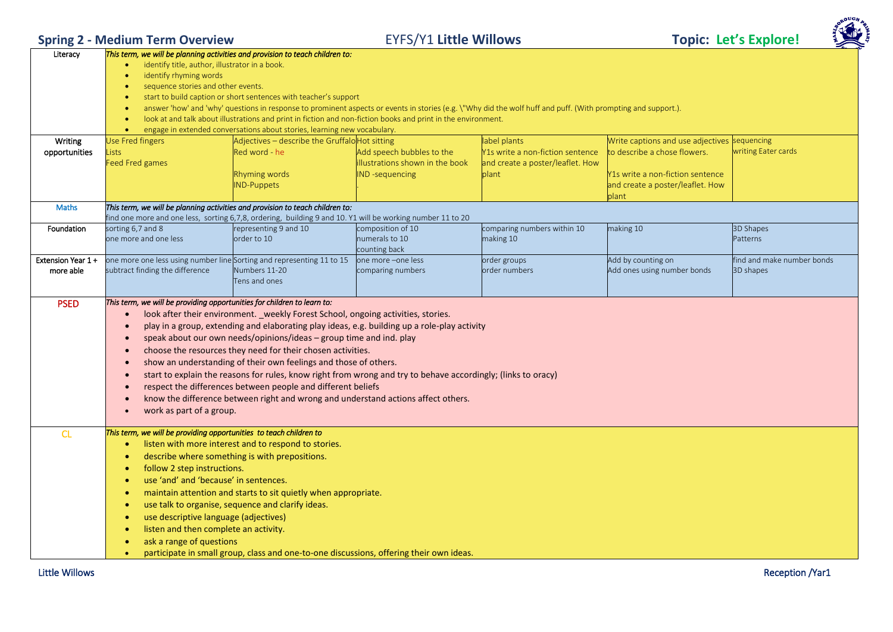## Spring 2 - Medium Term Overview

EYFS/Y1 **Little Willows**

**Topic: Let's Explore!**

| | | | | | | |
|---|---|---|---|---|---|---|
| Literacy | *This term, we will be planning activities and provision to teach children to:*<br>• identify title, author, illustrator in a book.<br>• identify rhyming words<br>• sequence stories and other events.<br>• start to build caption or short sentences with teacher's support<br>• answer 'how' and 'why' questions in response to prominent aspects or events in stories (e.g. \"Why did the wolf huff and puff. (With prompting and support.).<br>• look at and talk about illustrations and print in fiction and non-fiction books and print in the environment.<br>• engage in extended conversations about stories, learning new vocabulary. | | | | | |
| Writing opportunities | Use Fred fingers<br>Lists<br>Feed Fred games | Adjectives – describe the Gruffalo<br>Red word - he<br><br>Rhyming words<br>IND-Puppets | Hot sitting<br>Add speech bubbles to the illustrations shown in the book<br>IND -sequencing<br>. | label plants<br>Y1s write a non-fiction sentence and create a poster/leaflet. How plant | Write captions and use adjectives to describe a chose flowers.<br><br>Y1s write a non-fiction sentence and create a poster/leaflet. How plant | sequencing<br>writing Eater cards |
| Maths | *This term, we will be planning activities and provision to teach children to:*<br>find one more and one less, sorting 6,7,8, ordering, building 9 and 10. Y1 will be working number 11 to 20 | | | | | |
| Foundation | sorting 6,7 and 8<br>one more and one less | representing 9 and 10<br>order to 10 | composition of 10<br>numerals to 10<br>counting back | comparing numbers within 10<br>making 10 | making 10 | 3D Shapes<br>Patterns |
| Extension Year 1 + more able | one more one less using number line<br>subtract finding the difference | Sorting and representing 11 to 15<br>Numbers 11-20<br>Tens and ones | one more –one less<br>comparing numbers | order groups<br>order numbers | Add by counting on<br>Add ones using number bonds | find and make number bonds<br>3D shapes |
| PSED | *This term, we will be providing opportunities for children to learn to:*<br>• look after their environment. _weekly Forest School, ongoing activities, stories.<br>• play in a group, extending and elaborating play ideas, e.g. building up a role-play activity<br>• speak about our own needs/opinions/ideas – group time and ind. play<br>• choose the resources they need for their chosen activities.<br>• show an understanding of their own feelings and those of others.<br>• start to explain the reasons for rules, know right from wrong and try to behave accordingly; (links to oracy)<br>• respect the differences between people and different beliefs<br>• know the difference between right and wrong and understand actions affect others.<br>• work as part of a group. | | | | | |
| CL | *This term, we will be providing opportunities to teach children to*<br>• listen with more interest and to respond to stories.<br>• describe where something is with prepositions.<br>• follow 2 step instructions.<br>• use 'and' and 'because' in sentences.<br>• maintain attention and starts to sit quietly when appropriate.<br>• use talk to organise, sequence and clarify ideas.<br>• use descriptive language (adjectives)<br>• listen and then complete an activity.<br>• ask a range of questions<br>• participate in small group, class and one-to-one discussions, offering their own ideas. | | | | | |

Little Willows — Reception /Yar1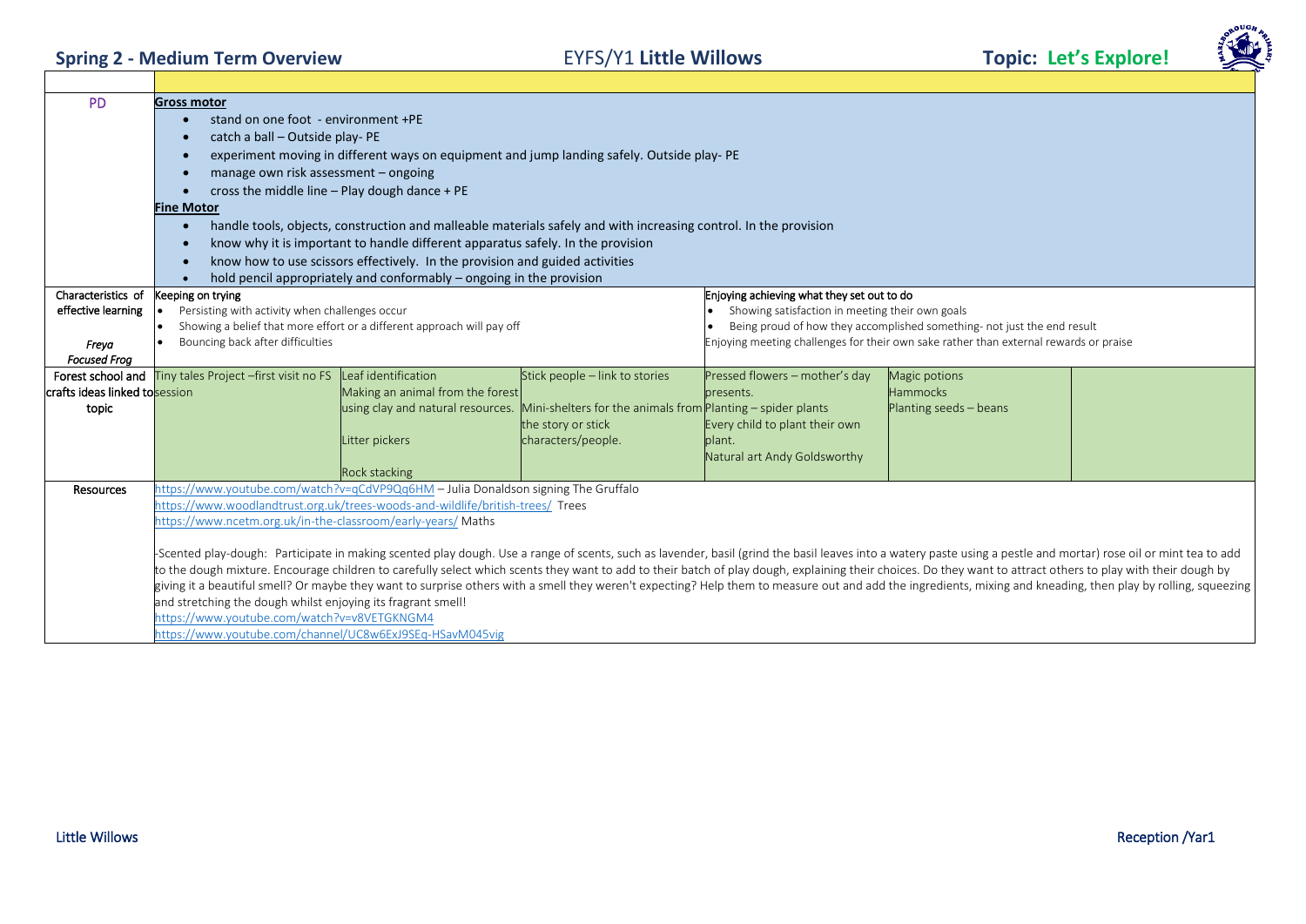## Spring 2 - Medium Term Overview

EYFS/Y1 **Little Willows**

**Topic: Let's Explore!**

| | | | | | | |
|---|---|---|---|---|---|---|
| PD | **Gross motor**<br>• stand on one foot - environment +PE<br>• catch a ball – Outside play- PE<br>• experiment moving in different ways on equipment and jump landing safely. Outside play- PE<br>• manage own risk assessment – ongoing<br>• cross the middle line – Play dough dance + PE<br>**Fine Motor**<br>• handle tools, objects, construction and malleable materials safely and with increasing control. In the provision<br>• know why it is important to handle different apparatus safely. In the provision<br>• know how to use scissors effectively. In the provision and guided activities<br>• hold pencil appropriately and conformably – ongoing in the provision | | | | | |
| Characteristics of effective learning<br><br>*Freya*<br>*Focused Frog* | Keeping on trying<br>• Persisting with activity when challenges occur<br>• Showing a belief that more effort or a different approach will pay off<br>• Bouncing back after difficulties | | | Enjoying achieving what they set out to do<br>• Showing satisfaction in meeting their own goals<br>• Being proud of how they accomplished something- not just the end result<br>Enjoying meeting challenges for their own sake rather than external rewards or praise | | |
| Forest school and crafts ideas linked to topic | Tiny tales Project –first visit no FS session | Leaf identification<br>Making an animal from the forest using clay and natural resources.<br><br>Litter pickers<br><br>Rock stacking | Stick people – link to stories<br>Mini-shelters for the animals from the story or stick characters/people. | Pressed flowers – mother's day presents.<br>Planting – spider plants<br>Every child to plant their own plant.<br>Natural art Andy Goldsworthy | Magic potions<br>Hammocks<br>Planting seeds – beans | |
| Resources | https://www.youtube.com/watch?v=qCdVP9Qq6HM – Julia Donaldson signing The Gruffalo<br>https://www.woodlandtrust.org.uk/trees-woods-and-wildlife/british-trees/ Trees<br>https://www.ncetm.org.uk/in-the-classroom/early-years/ Maths<br><br>-Scented play-dough: Participate in making scented play dough. Use a range of scents, such as lavender, basil (grind the basil leaves into a watery paste using a pestle and mortar) rose oil or mint tea to add to the dough mixture. Encourage children to carefully select which scents they want to add to their batch of play dough, explaining their choices. Do they want to attract others to play with their dough by giving it a beautiful smell? Or maybe they want to surprise others with a smell they weren't expecting? Help them to measure out and add the ingredients, mixing and kneading, then play by rolling, squeezing and stretching the dough whilst enjoying its fragrant smell!<br>https://www.youtube.com/watch?v=v8VETGKNGM4<br>https://www.youtube.com/channel/UC8w6ExJ9SEq-HSavM045vig | | | | | |